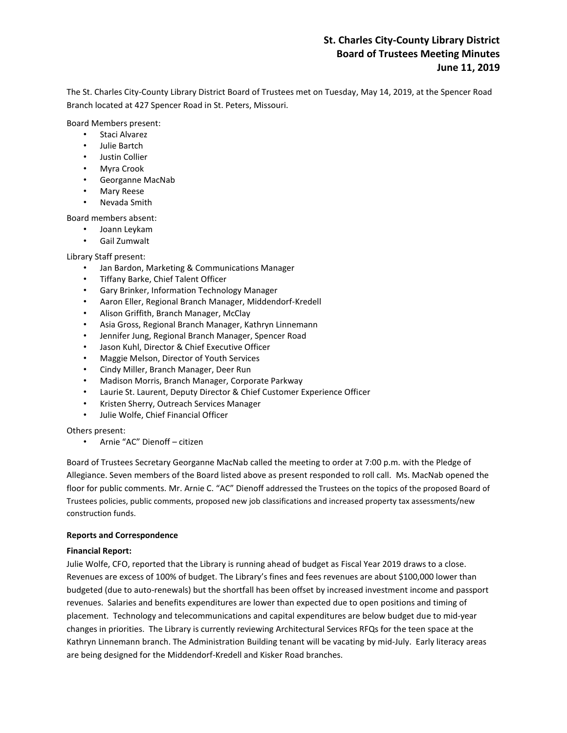# St. Charles City-County Library District
# Board of Trustees Meeting Minutes
# June 11, 2019

The St. Charles City-County Library District Board of Trustees met on Tuesday, May 14, 2019, at the Spencer Road Branch located at 427 Spencer Road in St. Peters, Missouri.

Board Members present:

- Staci Alvarez
- Julie Bartch
- Justin Collier
- Myra Crook
- Georganne MacNab
- Mary Reese
- Nevada Smith

Board members absent:

- Joann Leykam
- Gail Zumwalt

Library Staff present:

- Jan Bardon, Marketing & Communications Manager
- Tiffany Barke, Chief Talent Officer
- Gary Brinker, Information Technology Manager
- Aaron Eller, Regional Branch Manager, Middendorf-Kredell
- Alison Griffith, Branch Manager, McClay
- Asia Gross, Regional Branch Manager, Kathryn Linnemann
- Jennifer Jung, Regional Branch Manager, Spencer Road
- Jason Kuhl, Director & Chief Executive Officer
- Maggie Melson, Director of Youth Services
- Cindy Miller, Branch Manager, Deer Run
- Madison Morris, Branch Manager, Corporate Parkway
- Laurie St. Laurent, Deputy Director & Chief Customer Experience Officer
- Kristen Sherry, Outreach Services Manager
- Julie Wolfe, Chief Financial Officer

Others present:

- Arnie "AC" Dienoff – citizen

Board of Trustees Secretary Georganne MacNab called the meeting to order at 7:00 p.m. with the Pledge of Allegiance. Seven members of the Board listed above as present responded to roll call. Ms. MacNab opened the floor for public comments. Mr. Arnie C. "AC" Dienoff addressed the Trustees on the topics of the proposed Board of Trustees policies, public comments, proposed new job classifications and increased property tax assessments/new construction funds.

**Reports and Correspondence**

**Financial Report:**
Julie Wolfe, CFO, reported that the Library is running ahead of budget as Fiscal Year 2019 draws to a close. Revenues are excess of 100% of budget. The Library's fines and fees revenues are about $100,000 lower than budgeted (due to auto-renewals) but the shortfall has been offset by increased investment income and passport revenues. Salaries and benefits expenditures are lower than expected due to open positions and timing of placement. Technology and telecommunications and capital expenditures are below budget due to mid-year changes in priorities. The Library is currently reviewing Architectural Services RFQs for the teen space at the Kathryn Linnemann branch. The Administration Building tenant will be vacating by mid-July. Early literacy areas are being designed for the Middendorf-Kredell and Kisker Road branches.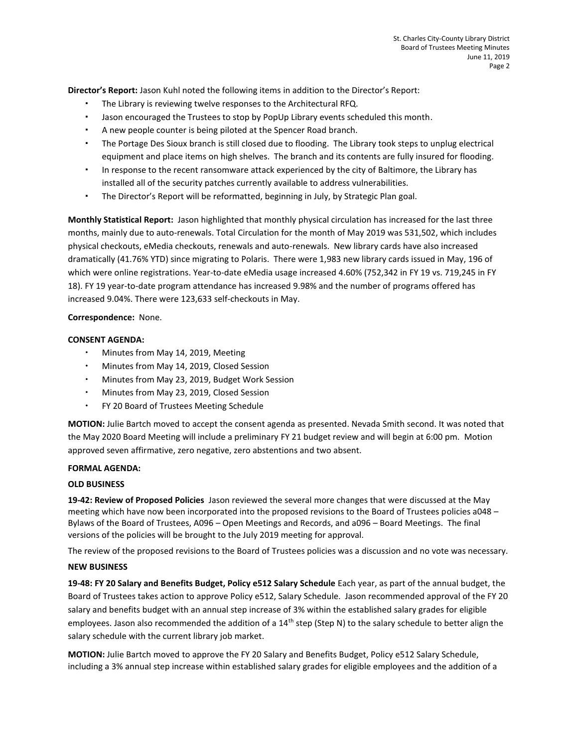**Director's Report:** Jason Kuhl noted the following items in addition to the Director's Report:

- The Library is reviewing twelve responses to the Architectural RFQ.
- Jason encouraged the Trustees to stop by PopUp Library events scheduled this month.
- A new people counter is being piloted at the Spencer Road branch.
- The Portage Des Sioux branch is still closed due to flooding. The Library took steps to unplug electrical equipment and place items on high shelves. The branch and its contents are fully insured for flooding.
- In response to the recent ransomware attack experienced by the city of Baltimore, the Library has installed all of the security patches currently available to address vulnerabilities.
- The Director's Report will be reformatted, beginning in July, by Strategic Plan goal.

**Monthly Statistical Report:** Jason highlighted that monthly physical circulation has increased for the last three months, mainly due to auto-renewals. Total Circulation for the month of May 2019 was 531,502, which includes physical checkouts, eMedia checkouts, renewals and auto-renewals. New library cards have also increased dramatically (41.76% YTD) since migrating to Polaris. There were 1,983 new library cards issued in May, 196 of which were online registrations. Year-to-date eMedia usage increased 4.60% (752,342 in FY 19 vs. 719,245 in FY 18). FY 19 year-to-date program attendance has increased 9.98% and the number of programs offered has increased 9.04%. There were 123,633 self-checkouts in May.

**Correspondence:** None.

**CONSENT AGENDA:**

- Minutes from May 14, 2019, Meeting
- Minutes from May 14, 2019, Closed Session
- Minutes from May 23, 2019, Budget Work Session
- Minutes from May 23, 2019, Closed Session
- FY 20 Board of Trustees Meeting Schedule

**MOTION:** Julie Bartch moved to accept the consent agenda as presented. Nevada Smith second. It was noted that the May 2020 Board Meeting will include a preliminary FY 21 budget review and will begin at 6:00 pm. Motion approved seven affirmative, zero negative, zero abstentions and two absent.

**FORMAL AGENDA:**

**OLD BUSINESS**

**19-42: Review of Proposed Policies** Jason reviewed the several more changes that were discussed at the May meeting which have now been incorporated into the proposed revisions to the Board of Trustees policies a048 – Bylaws of the Board of Trustees, A096 – Open Meetings and Records, and a096 – Board Meetings. The final versions of the policies will be brought to the July 2019 meeting for approval.

The review of the proposed revisions to the Board of Trustees policies was a discussion and no vote was necessary.

**NEW BUSINESS**

**19-48: FY 20 Salary and Benefits Budget, Policy e512 Salary Schedule** Each year, as part of the annual budget, the Board of Trustees takes action to approve Policy e512, Salary Schedule. Jason recommended approval of the FY 20 salary and benefits budget with an annual step increase of 3% within the established salary grades for eligible employees. Jason also recommended the addition of a 14th step (Step N) to the salary schedule to better align the salary schedule with the current library job market.

**MOTION:** Julie Bartch moved to approve the FY 20 Salary and Benefits Budget, Policy e512 Salary Schedule, including a 3% annual step increase within established salary grades for eligible employees and the addition of a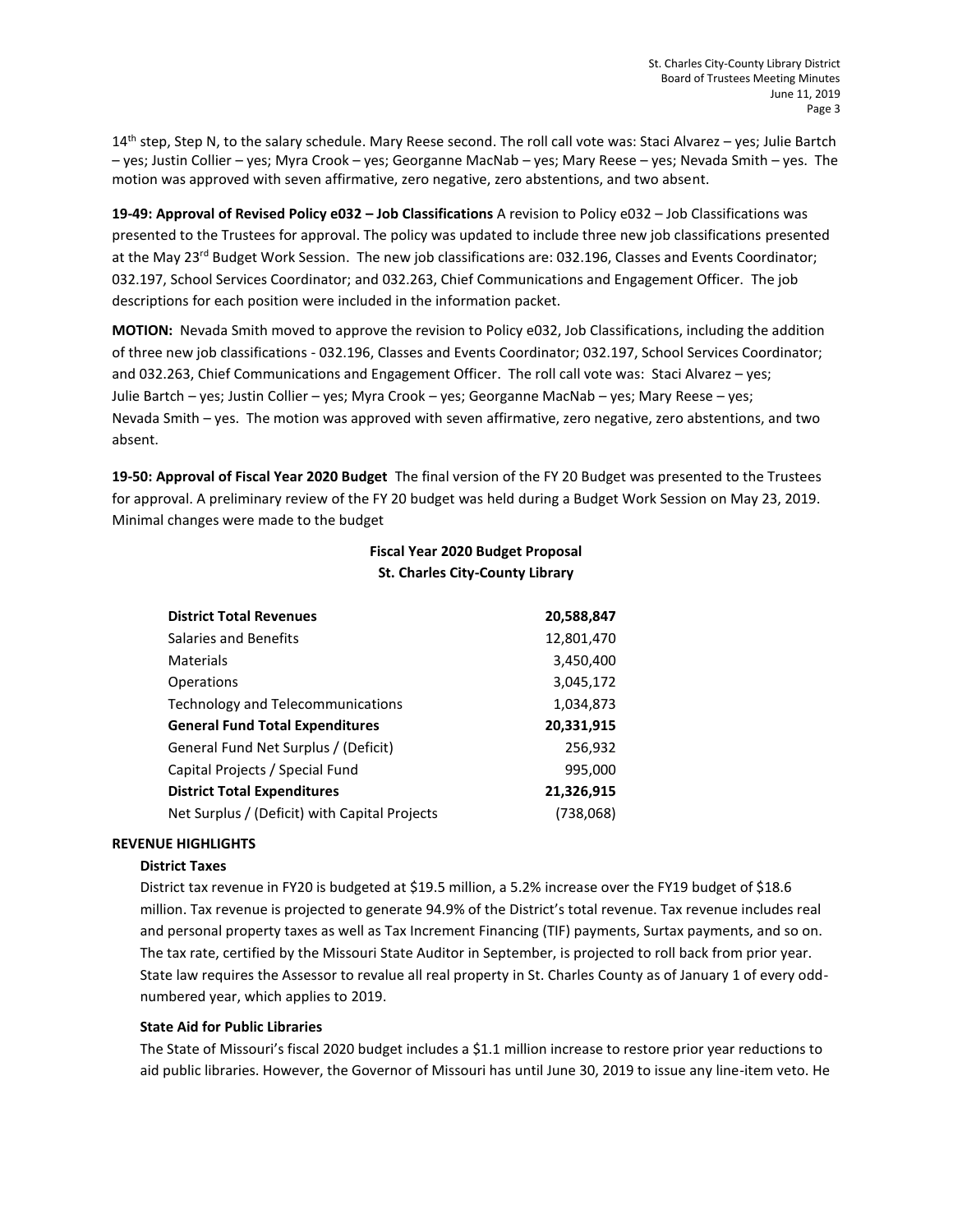14th step, Step N, to the salary schedule. Mary Reese second. The roll call vote was: Staci Alvarez – yes; Julie Bartch – yes; Justin Collier – yes; Myra Crook – yes; Georganne MacNab – yes; Mary Reese – yes; Nevada Smith – yes. The motion was approved with seven affirmative, zero negative, zero abstentions, and two absent.

**19-49: Approval of Revised Policy e032 – Job Classifications** A revision to Policy e032 – Job Classifications was presented to the Trustees for approval. The policy was updated to include three new job classifications presented at the May 23rd Budget Work Session. The new job classifications are: 032.196, Classes and Events Coordinator; 032.197, School Services Coordinator; and 032.263, Chief Communications and Engagement Officer. The job descriptions for each position were included in the information packet.

**MOTION:** Nevada Smith moved to approve the revision to Policy e032, Job Classifications, including the addition of three new job classifications - 032.196, Classes and Events Coordinator; 032.197, School Services Coordinator; and 032.263, Chief Communications and Engagement Officer. The roll call vote was: Staci Alvarez – yes; Julie Bartch – yes; Justin Collier – yes; Myra Crook – yes; Georganne MacNab – yes; Mary Reese – yes; Nevada Smith – yes. The motion was approved with seven affirmative, zero negative, zero abstentions, and two absent.

**19-50: Approval of Fiscal Year 2020 Budget** The final version of the FY 20 Budget was presented to the Trustees for approval. A preliminary review of the FY 20 budget was held during a Budget Work Session on May 23, 2019. Minimal changes were made to the budget

**Fiscal Year 2020 Budget Proposal**
**St. Charles City-County Library**

| | |
|---|---|
| **District Total Revenues** | **20,588,847** |
| Salaries and Benefits | 12,801,470 |
| Materials | 3,450,400 |
| Operations | 3,045,172 |
| Technology and Telecommunications | 1,034,873 |
| **General Fund Total Expenditures** | **20,331,915** |
| General Fund Net Surplus / (Deficit) | 256,932 |
| Capital Projects / Special Fund | 995,000 |
| **District Total Expenditures** | **21,326,915** |
| Net Surplus / (Deficit) with Capital Projects | (738,068) |

**REVENUE HIGHLIGHTS**

**District Taxes**

District tax revenue in FY20 is budgeted at $19.5 million, a 5.2% increase over the FY19 budget of $18.6 million. Tax revenue is projected to generate 94.9% of the District's total revenue. Tax revenue includes real and personal property taxes as well as Tax Increment Financing (TIF) payments, Surtax payments, and so on. The tax rate, certified by the Missouri State Auditor in September, is projected to roll back from prior year. State law requires the Assessor to revalue all real property in St. Charles County as of January 1 of every odd-numbered year, which applies to 2019.

**State Aid for Public Libraries**

The State of Missouri's fiscal 2020 budget includes a $1.1 million increase to restore prior year reductions to aid public libraries. However, the Governor of Missouri has until June 30, 2019 to issue any line-item veto. He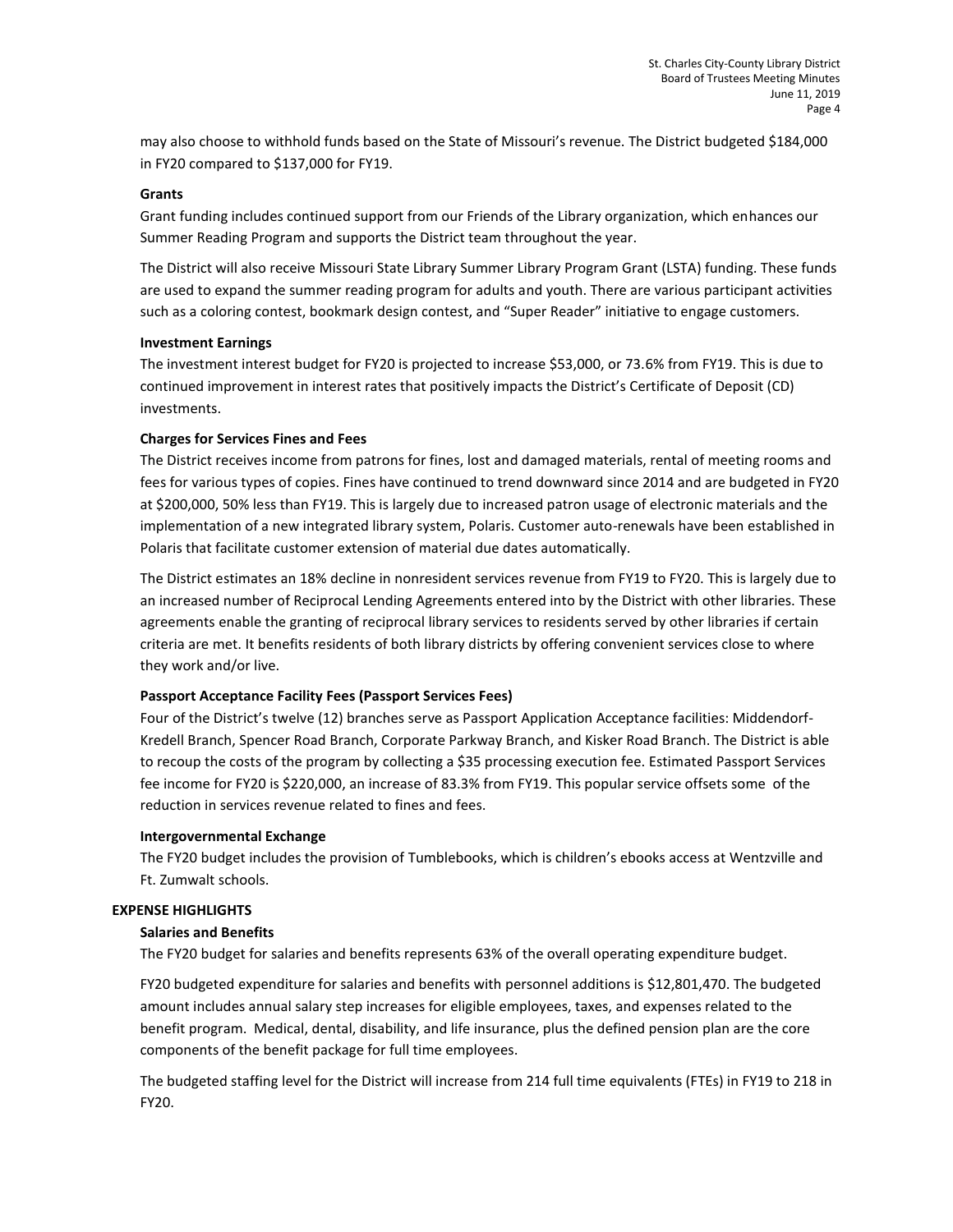may also choose to withhold funds based on the State of Missouri's revenue. The District budgeted $184,000 in FY20 compared to $137,000 for FY19.

**Grants**

Grant funding includes continued support from our Friends of the Library organization, which enhances our Summer Reading Program and supports the District team throughout the year.

The District will also receive Missouri State Library Summer Library Program Grant (LSTA) funding. These funds are used to expand the summer reading program for adults and youth. There are various participant activities such as a coloring contest, bookmark design contest, and "Super Reader" initiative to engage customers.

**Investment Earnings**

The investment interest budget for FY20 is projected to increase $53,000, or 73.6% from FY19. This is due to continued improvement in interest rates that positively impacts the District's Certificate of Deposit (CD) investments.

**Charges for Services Fines and Fees**

The District receives income from patrons for fines, lost and damaged materials, rental of meeting rooms and fees for various types of copies. Fines have continued to trend downward since 2014 and are budgeted in FY20 at $200,000, 50% less than FY19. This is largely due to increased patron usage of electronic materials and the implementation of a new integrated library system, Polaris. Customer auto-renewals have been established in Polaris that facilitate customer extension of material due dates automatically.

The District estimates an 18% decline in nonresident services revenue from FY19 to FY20. This is largely due to an increased number of Reciprocal Lending Agreements entered into by the District with other libraries. These agreements enable the granting of reciprocal library services to residents served by other libraries if certain criteria are met. It benefits residents of both library districts by offering convenient services close to where they work and/or live.

**Passport Acceptance Facility Fees (Passport Services Fees)**

Four of the District's twelve (12) branches serve as Passport Application Acceptance facilities: Middendorf-Kredell Branch, Spencer Road Branch, Corporate Parkway Branch, and Kisker Road Branch. The District is able to recoup the costs of the program by collecting a $35 processing execution fee. Estimated Passport Services fee income for FY20 is $220,000, an increase of 83.3% from FY19. This popular service offsets some of the reduction in services revenue related to fines and fees.

**Intergovernmental Exchange**

The FY20 budget includes the provision of Tumblebooks, which is children's ebooks access at Wentzville and Ft. Zumwalt schools.

**EXPENSE HIGHLIGHTS**

**Salaries and Benefits**

The FY20 budget for salaries and benefits represents 63% of the overall operating expenditure budget.

FY20 budgeted expenditure for salaries and benefits with personnel additions is $12,801,470. The budgeted amount includes annual salary step increases for eligible employees, taxes, and expenses related to the benefit program. Medical, dental, disability, and life insurance, plus the defined pension plan are the core components of the benefit package for full time employees.

The budgeted staffing level for the District will increase from 214 full time equivalents (FTEs) in FY19 to 218 in FY20.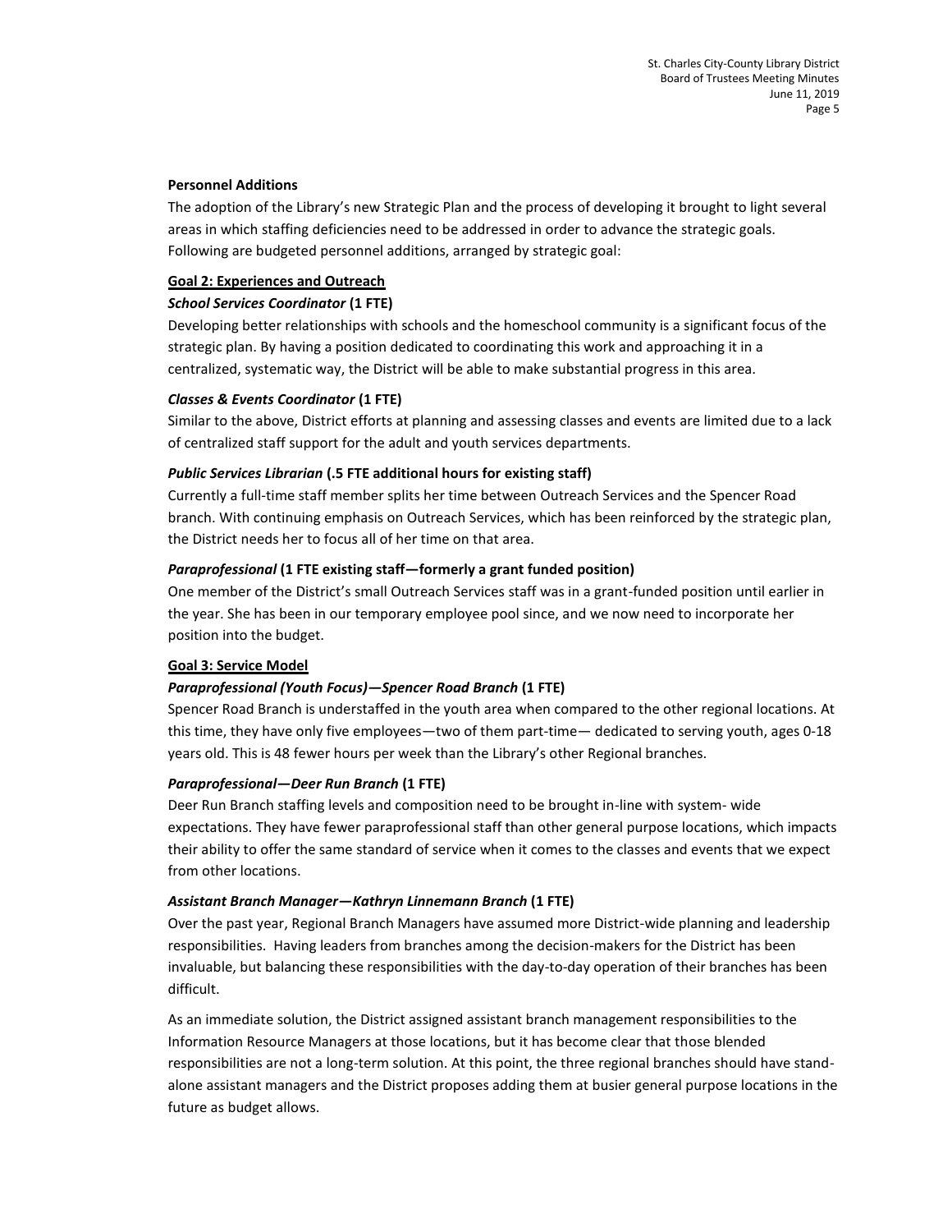**Personnel Additions**

The adoption of the Library's new Strategic Plan and the process of developing it brought to light several areas in which staffing deficiencies need to be addressed in order to advance the strategic goals. Following are budgeted personnel additions, arranged by strategic goal:

**Goal 2: Experiences and Outreach**

***School Services Coordinator*** **(1 FTE)**

Developing better relationships with schools and the homeschool community is a significant focus of the strategic plan. By having a position dedicated to coordinating this work and approaching it in a centralized, systematic way, the District will be able to make substantial progress in this area.

***Classes & Events Coordinator*** **(1 FTE)**

Similar to the above, District efforts at planning and assessing classes and events are limited due to a lack of centralized staff support for the adult and youth services departments.

***Public Services Librarian*** **(.5 FTE additional hours for existing staff)**

Currently a full-time staff member splits her time between Outreach Services and the Spencer Road branch. With continuing emphasis on Outreach Services, which has been reinforced by the strategic plan, the District needs her to focus all of her time on that area.

***Paraprofessional*** **(1 FTE existing staff—formerly a grant funded position)**

One member of the District's small Outreach Services staff was in a grant-funded position until earlier in the year. She has been in our temporary employee pool since, and we now need to incorporate her position into the budget.

**Goal 3: Service Model**

***Paraprofessional (Youth Focus)—Spencer Road Branch*** **(1 FTE)**

Spencer Road Branch is understaffed in the youth area when compared to the other regional locations. At this time, they have only five employees—two of them part-time— dedicated to serving youth, ages 0-18 years old. This is 48 fewer hours per week than the Library's other Regional branches.

***Paraprofessional—Deer Run Branch*** **(1 FTE)**

Deer Run Branch staffing levels and composition need to be brought in-line with system- wide expectations. They have fewer paraprofessional staff than other general purpose locations, which impacts their ability to offer the same standard of service when it comes to the classes and events that we expect from other locations.

***Assistant Branch Manager—Kathryn Linnemann Branch*** **(1 FTE)**

Over the past year, Regional Branch Managers have assumed more District-wide planning and leadership responsibilities. Having leaders from branches among the decision-makers for the District has been invaluable, but balancing these responsibilities with the day-to-day operation of their branches has been difficult.

As an immediate solution, the District assigned assistant branch management responsibilities to the Information Resource Managers at those locations, but it has become clear that those blended responsibilities are not a long-term solution. At this point, the three regional branches should have stand-alone assistant managers and the District proposes adding them at busier general purpose locations in the future as budget allows.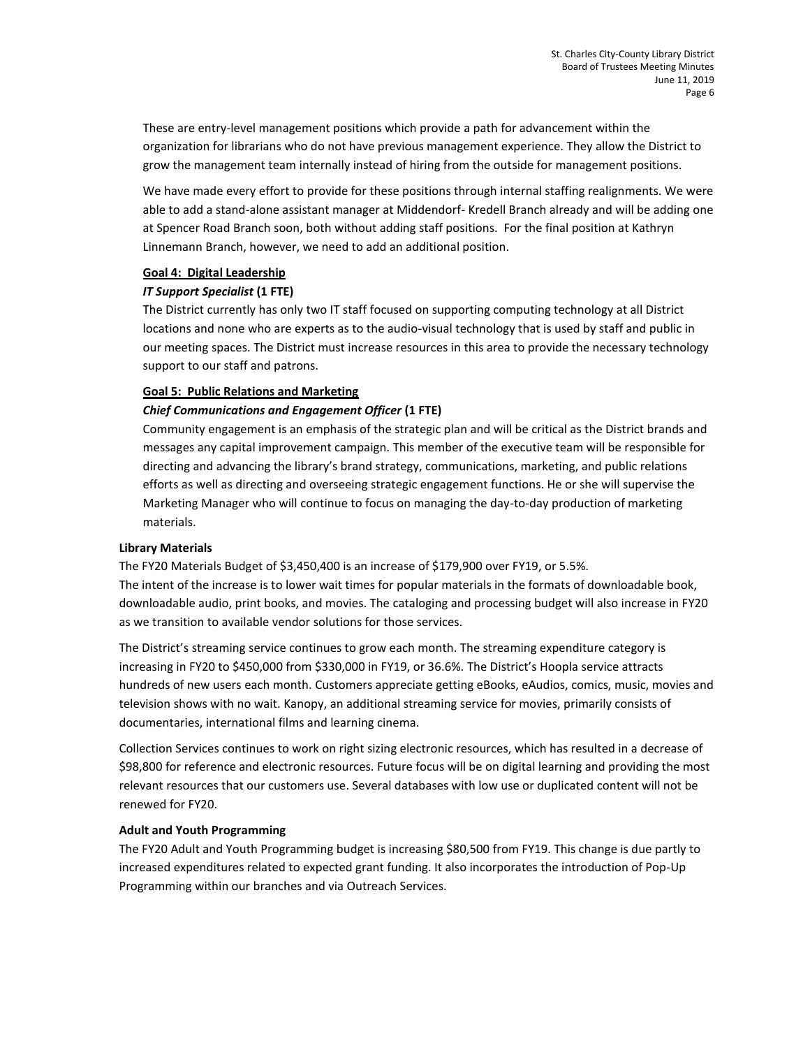These are entry-level management positions which provide a path for advancement within the organization for librarians who do not have previous management experience. They allow the District to grow the management team internally instead of hiring from the outside for management positions.

We have made every effort to provide for these positions through internal staffing realignments. We were able to add a stand-alone assistant manager at Middendorf- Kredell Branch already and will be adding one at Spencer Road Branch soon, both without adding staff positions. For the final position at Kathryn Linnemann Branch, however, we need to add an additional position.

**Goal 4: Digital Leadership**

***IT Support Specialist*** **(1 FTE)**

The District currently has only two IT staff focused on supporting computing technology at all District locations and none who are experts as to the audio-visual technology that is used by staff and public in our meeting spaces. The District must increase resources in this area to provide the necessary technology support to our staff and patrons.

**Goal 5: Public Relations and Marketing**

***Chief Communications and Engagement Officer*** **(1 FTE)**

Community engagement is an emphasis of the strategic plan and will be critical as the District brands and messages any capital improvement campaign. This member of the executive team will be responsible for directing and advancing the library's brand strategy, communications, marketing, and public relations efforts as well as directing and overseeing strategic engagement functions. He or she will supervise the Marketing Manager who will continue to focus on managing the day-to-day production of marketing materials.

**Library Materials**

The FY20 Materials Budget of $3,450,400 is an increase of $179,900 over FY19, or 5.5%.
The intent of the increase is to lower wait times for popular materials in the formats of downloadable book, downloadable audio, print books, and movies. The cataloging and processing budget will also increase in FY20 as we transition to available vendor solutions for those services.

The District's streaming service continues to grow each month. The streaming expenditure category is increasing in FY20 to $450,000 from $330,000 in FY19, or 36.6%. The District's Hoopla service attracts hundreds of new users each month. Customers appreciate getting eBooks, eAudios, comics, music, movies and television shows with no wait. Kanopy, an additional streaming service for movies, primarily consists of documentaries, international films and learning cinema.

Collection Services continues to work on right sizing electronic resources, which has resulted in a decrease of $98,800 for reference and electronic resources. Future focus will be on digital learning and providing the most relevant resources that our customers use. Several databases with low use or duplicated content will not be renewed for FY20.

**Adult and Youth Programming**

The FY20 Adult and Youth Programming budget is increasing $80,500 from FY19. This change is due partly to increased expenditures related to expected grant funding. It also incorporates the introduction of Pop-Up Programming within our branches and via Outreach Services.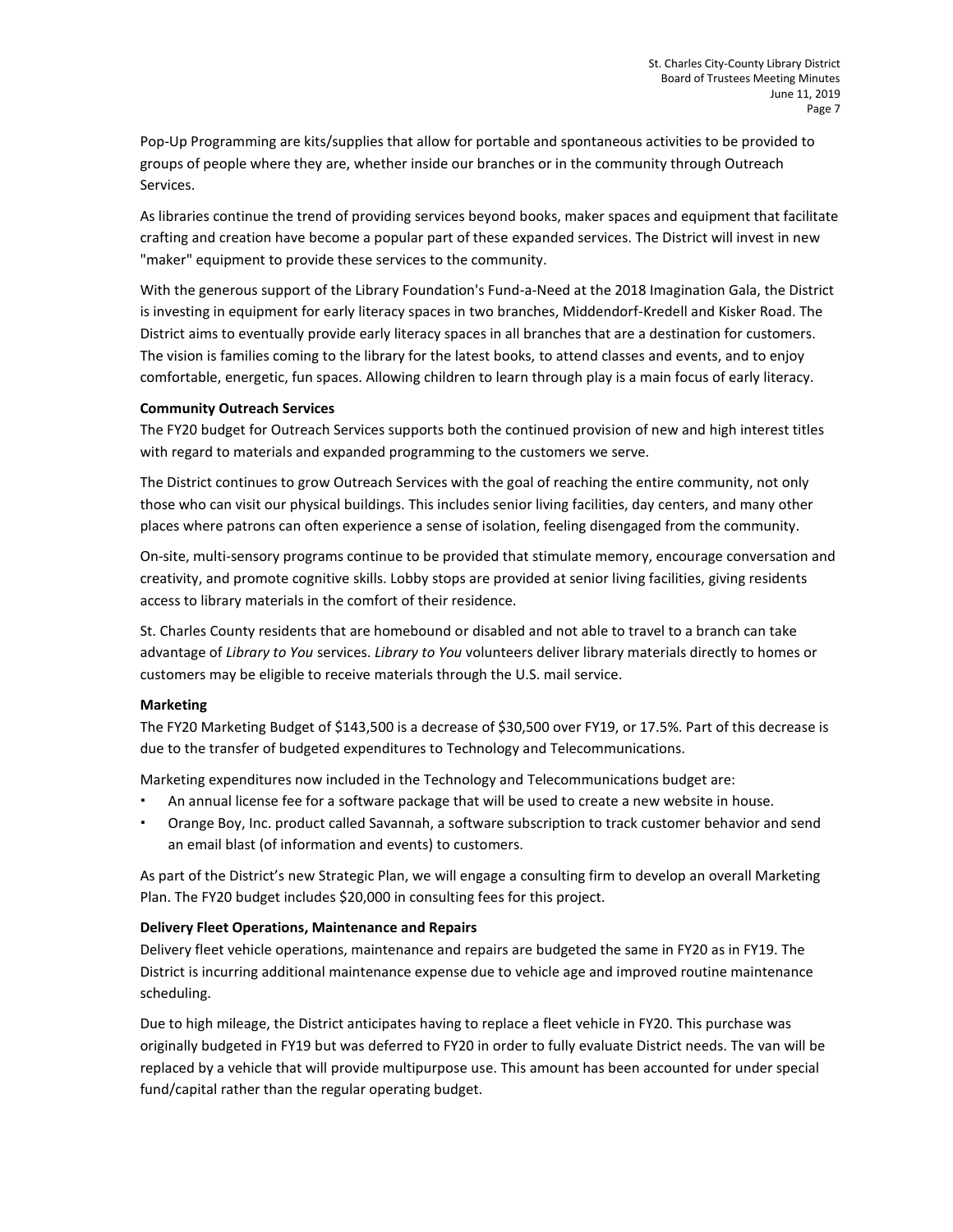Pop-Up Programming are kits/supplies that allow for portable and spontaneous activities to be provided to groups of people where they are, whether inside our branches or in the community through Outreach Services.

As libraries continue the trend of providing services beyond books, maker spaces and equipment that facilitate crafting and creation have become a popular part of these expanded services. The District will invest in new "maker" equipment to provide these services to the community.

With the generous support of the Library Foundation's Fund-a-Need at the 2018 Imagination Gala, the District is investing in equipment for early literacy spaces in two branches, Middendorf-Kredell and Kisker Road. The District aims to eventually provide early literacy spaces in all branches that are a destination for customers. The vision is families coming to the library for the latest books, to attend classes and events, and to enjoy comfortable, energetic, fun spaces. Allowing children to learn through play is a main focus of early literacy.

**Community Outreach Services**

The FY20 budget for Outreach Services supports both the continued provision of new and high interest titles with regard to materials and expanded programming to the customers we serve.

The District continues to grow Outreach Services with the goal of reaching the entire community, not only those who can visit our physical buildings. This includes senior living facilities, day centers, and many other places where patrons can often experience a sense of isolation, feeling disengaged from the community.

On-site, multi-sensory programs continue to be provided that stimulate memory, encourage conversation and creativity, and promote cognitive skills. Lobby stops are provided at senior living facilities, giving residents access to library materials in the comfort of their residence.

St. Charles County residents that are homebound or disabled and not able to travel to a branch can take advantage of *Library to You* services. *Library to You* volunteers deliver library materials directly to homes or customers may be eligible to receive materials through the U.S. mail service.

**Marketing**

The FY20 Marketing Budget of $143,500 is a decrease of $30,500 over FY19, or 17.5%. Part of this decrease is due to the transfer of budgeted expenditures to Technology and Telecommunications.

Marketing expenditures now included in the Technology and Telecommunications budget are:

- An annual license fee for a software package that will be used to create a new website in house.
- Orange Boy, Inc. product called Savannah, a software subscription to track customer behavior and send an email blast (of information and events) to customers.

As part of the District's new Strategic Plan, we will engage a consulting firm to develop an overall Marketing Plan. The FY20 budget includes $20,000 in consulting fees for this project.

**Delivery Fleet Operations, Maintenance and Repairs**

Delivery fleet vehicle operations, maintenance and repairs are budgeted the same in FY20 as in FY19. The District is incurring additional maintenance expense due to vehicle age and improved routine maintenance scheduling.

Due to high mileage, the District anticipates having to replace a fleet vehicle in FY20. This purchase was originally budgeted in FY19 but was deferred to FY20 in order to fully evaluate District needs. The van will be replaced by a vehicle that will provide multipurpose use. This amount has been accounted for under special fund/capital rather than the regular operating budget.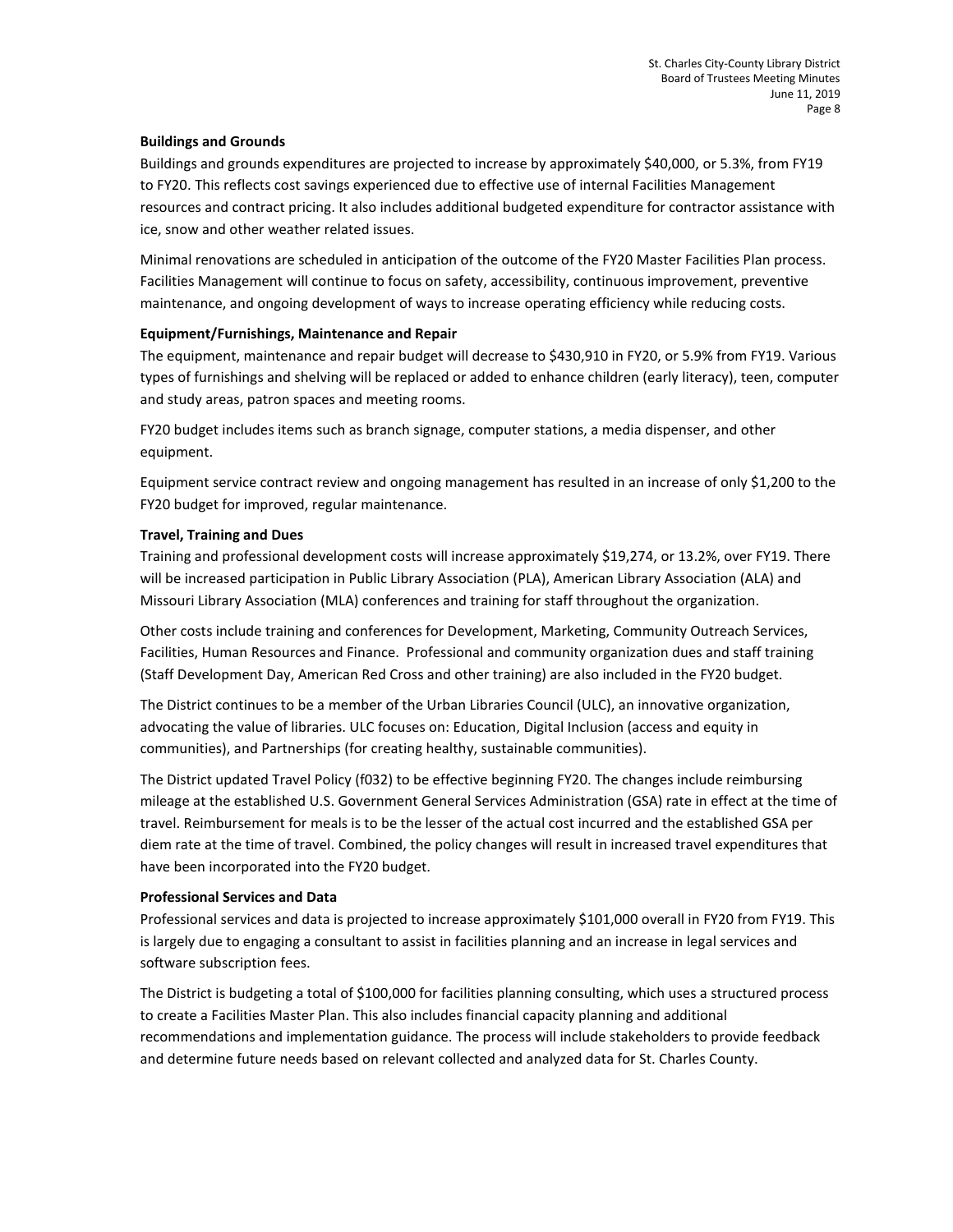**Buildings and Grounds**

Buildings and grounds expenditures are projected to increase by approximately $40,000, or 5.3%, from FY19 to FY20. This reflects cost savings experienced due to effective use of internal Facilities Management resources and contract pricing. It also includes additional budgeted expenditure for contractor assistance with ice, snow and other weather related issues.

Minimal renovations are scheduled in anticipation of the outcome of the FY20 Master Facilities Plan process. Facilities Management will continue to focus on safety, accessibility, continuous improvement, preventive maintenance, and ongoing development of ways to increase operating efficiency while reducing costs.

**Equipment/Furnishings, Maintenance and Repair**

The equipment, maintenance and repair budget will decrease to $430,910 in FY20, or 5.9% from FY19. Various types of furnishings and shelving will be replaced or added to enhance children (early literacy), teen, computer and study areas, patron spaces and meeting rooms.

FY20 budget includes items such as branch signage, computer stations, a media dispenser, and other equipment.

Equipment service contract review and ongoing management has resulted in an increase of only $1,200 to the FY20 budget for improved, regular maintenance.

**Travel, Training and Dues**

Training and professional development costs will increase approximately $19,274, or 13.2%, over FY19. There will be increased participation in Public Library Association (PLA), American Library Association (ALA) and Missouri Library Association (MLA) conferences and training for staff throughout the organization.

Other costs include training and conferences for Development, Marketing, Community Outreach Services, Facilities, Human Resources and Finance. Professional and community organization dues and staff training (Staff Development Day, American Red Cross and other training) are also included in the FY20 budget.

The District continues to be a member of the Urban Libraries Council (ULC), an innovative organization, advocating the value of libraries. ULC focuses on: Education, Digital Inclusion (access and equity in communities), and Partnerships (for creating healthy, sustainable communities).

The District updated Travel Policy (f032) to be effective beginning FY20. The changes include reimbursing mileage at the established U.S. Government General Services Administration (GSA) rate in effect at the time of travel. Reimbursement for meals is to be the lesser of the actual cost incurred and the established GSA per diem rate at the time of travel. Combined, the policy changes will result in increased travel expenditures that have been incorporated into the FY20 budget.

**Professional Services and Data**

Professional services and data is projected to increase approximately $101,000 overall in FY20 from FY19. This is largely due to engaging a consultant to assist in facilities planning and an increase in legal services and software subscription fees.

The District is budgeting a total of $100,000 for facilities planning consulting, which uses a structured process to create a Facilities Master Plan. This also includes financial capacity planning and additional recommendations and implementation guidance. The process will include stakeholders to provide feedback and determine future needs based on relevant collected and analyzed data for St. Charles County.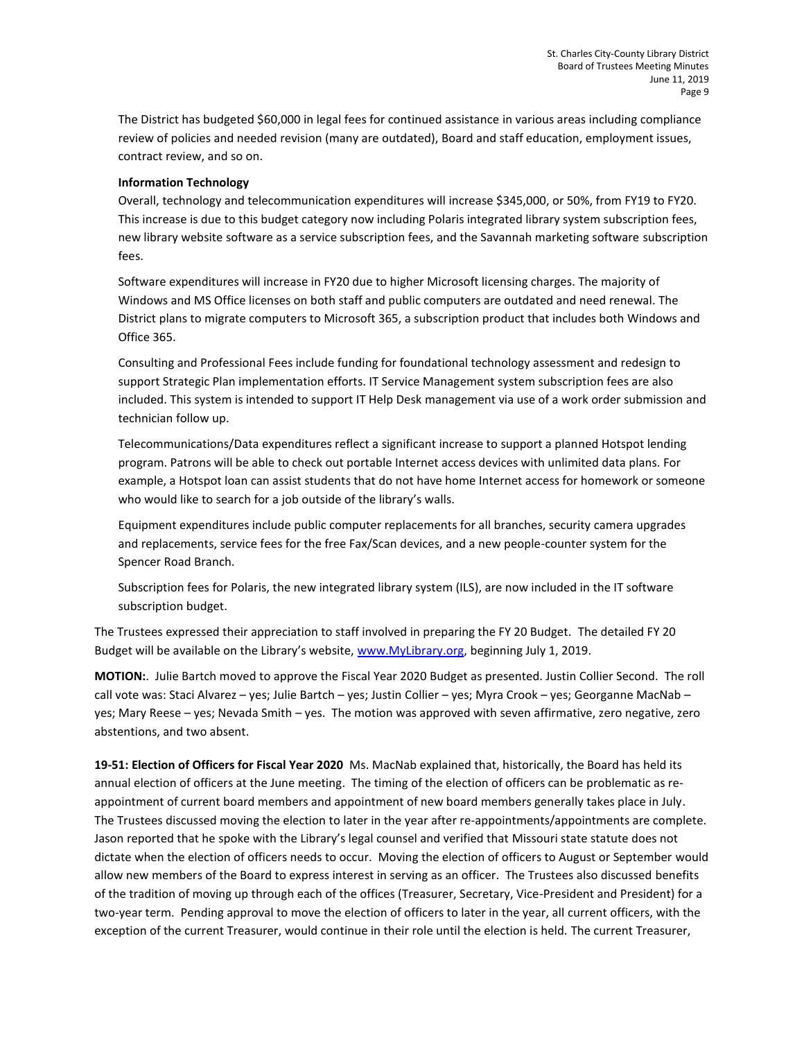The District has budgeted $60,000 in legal fees for continued assistance in various areas including compliance review of policies and needed revision (many are outdated), Board and staff education, employment issues, contract review, and so on.

**Information Technology**

Overall, technology and telecommunication expenditures will increase $345,000, or 50%, from FY19 to FY20. This increase is due to this budget category now including Polaris integrated library system subscription fees, new library website software as a service subscription fees, and the Savannah marketing software subscription fees.

Software expenditures will increase in FY20 due to higher Microsoft licensing charges. The majority of Windows and MS Office licenses on both staff and public computers are outdated and need renewal. The District plans to migrate computers to Microsoft 365, a subscription product that includes both Windows and Office 365.

Consulting and Professional Fees include funding for foundational technology assessment and redesign to support Strategic Plan implementation efforts. IT Service Management system subscription fees are also included. This system is intended to support IT Help Desk management via use of a work order submission and technician follow up.

Telecommunications/Data expenditures reflect a significant increase to support a planned Hotspot lending program. Patrons will be able to check out portable Internet access devices with unlimited data plans. For example, a Hotspot loan can assist students that do not have home Internet access for homework or someone who would like to search for a job outside of the library's walls.

Equipment expenditures include public computer replacements for all branches, security camera upgrades and replacements, service fees for the free Fax/Scan devices, and a new people-counter system for the Spencer Road Branch.

Subscription fees for Polaris, the new integrated library system (ILS), are now included in the IT software subscription budget.

The Trustees expressed their appreciation to staff involved in preparing the FY 20 Budget. The detailed FY 20 Budget will be available on the Library's website, www.MyLibrary.org, beginning July 1, 2019.

**MOTION:**. Julie Bartch moved to approve the Fiscal Year 2020 Budget as presented. Justin Collier Second. The roll call vote was: Staci Alvarez – yes; Julie Bartch – yes; Justin Collier – yes; Myra Crook – yes; Georganne MacNab – yes; Mary Reese – yes; Nevada Smith – yes. The motion was approved with seven affirmative, zero negative, zero abstentions, and two absent.

**19-51: Election of Officers for Fiscal Year 2020** Ms. MacNab explained that, historically, the Board has held its annual election of officers at the June meeting. The timing of the election of officers can be problematic as re-appointment of current board members and appointment of new board members generally takes place in July. The Trustees discussed moving the election to later in the year after re-appointments/appointments are complete. Jason reported that he spoke with the Library's legal counsel and verified that Missouri state statute does not dictate when the election of officers needs to occur. Moving the election of officers to August or September would allow new members of the Board to express interest in serving as an officer. The Trustees also discussed benefits of the tradition of moving up through each of the offices (Treasurer, Secretary, Vice-President and President) for a two-year term. Pending approval to move the election of officers to later in the year, all current officers, with the exception of the current Treasurer, would continue in their role until the election is held. The current Treasurer,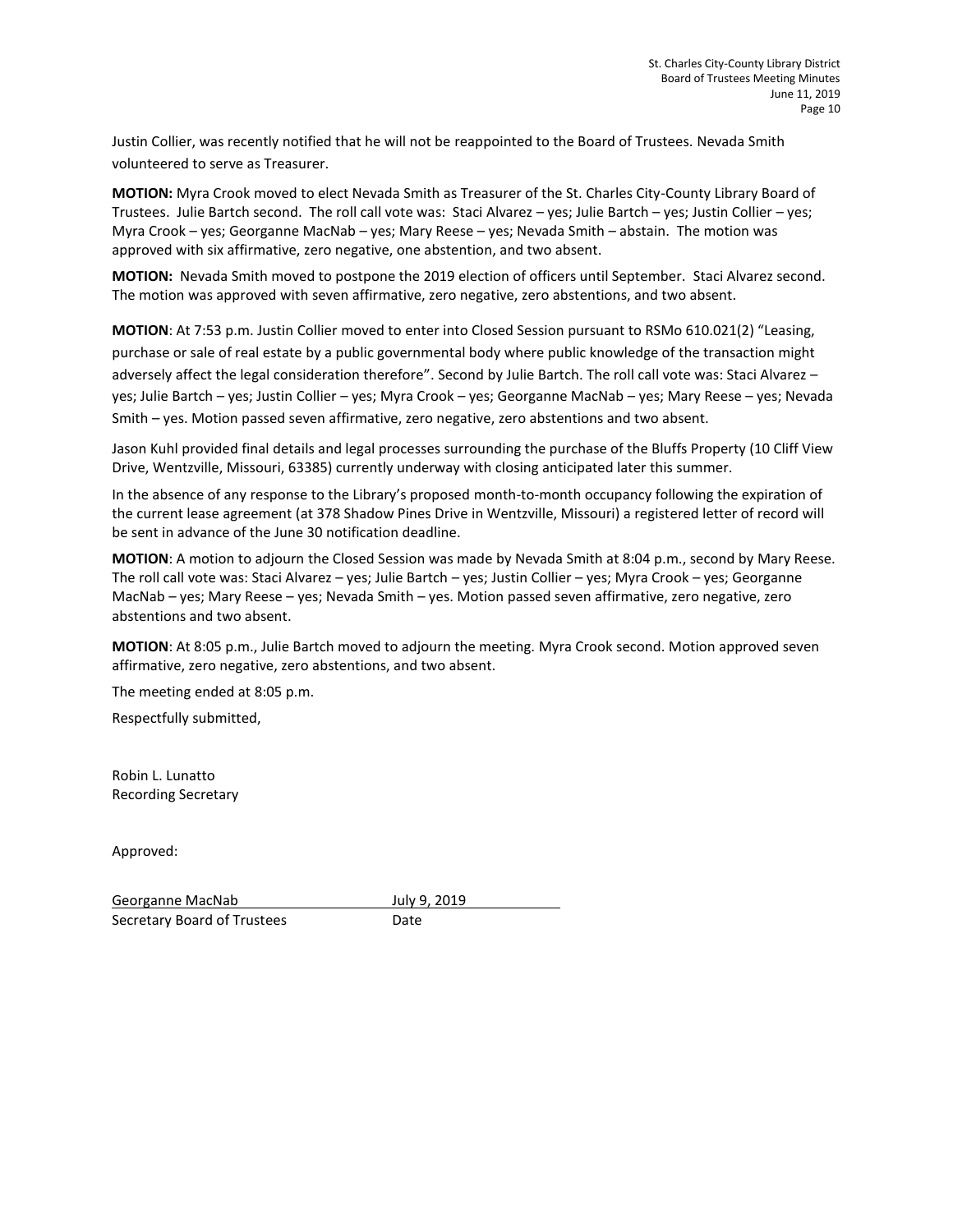Justin Collier, was recently notified that he will not be reappointed to the Board of Trustees. Nevada Smith volunteered to serve as Treasurer.

**MOTION:** Myra Crook moved to elect Nevada Smith as Treasurer of the St. Charles City-County Library Board of Trustees. Julie Bartch second. The roll call vote was: Staci Alvarez – yes; Julie Bartch – yes; Justin Collier – yes; Myra Crook – yes; Georganne MacNab – yes; Mary Reese – yes; Nevada Smith – abstain. The motion was approved with six affirmative, zero negative, one abstention, and two absent.

**MOTION:** Nevada Smith moved to postpone the 2019 election of officers until September. Staci Alvarez second. The motion was approved with seven affirmative, zero negative, zero abstentions, and two absent.

**MOTION**: At 7:53 p.m. Justin Collier moved to enter into Closed Session pursuant to RSMo 610.021(2) "Leasing, purchase or sale of real estate by a public governmental body where public knowledge of the transaction might adversely affect the legal consideration therefore". Second by Julie Bartch. The roll call vote was: Staci Alvarez – yes; Julie Bartch – yes; Justin Collier – yes; Myra Crook – yes; Georganne MacNab – yes; Mary Reese – yes; Nevada Smith – yes. Motion passed seven affirmative, zero negative, zero abstentions and two absent.

Jason Kuhl provided final details and legal processes surrounding the purchase of the Bluffs Property (10 Cliff View Drive, Wentzville, Missouri, 63385) currently underway with closing anticipated later this summer.

In the absence of any response to the Library's proposed month-to-month occupancy following the expiration of the current lease agreement (at 378 Shadow Pines Drive in Wentzville, Missouri) a registered letter of record will be sent in advance of the June 30 notification deadline.

**MOTION**: A motion to adjourn the Closed Session was made by Nevada Smith at 8:04 p.m., second by Mary Reese. The roll call vote was: Staci Alvarez – yes; Julie Bartch – yes; Justin Collier – yes; Myra Crook – yes; Georganne MacNab – yes; Mary Reese – yes; Nevada Smith – yes. Motion passed seven affirmative, zero negative, zero abstentions and two absent.

**MOTION**: At 8:05 p.m., Julie Bartch moved to adjourn the meeting. Myra Crook second. Motion approved seven affirmative, zero negative, zero abstentions, and two absent.

The meeting ended at 8:05 p.m.

Respectfully submitted,

Robin L. Lunatto
Recording Secretary

Approved:

Georganne MacNab    July 9, 2019
Secretary Board of Trustees    Date